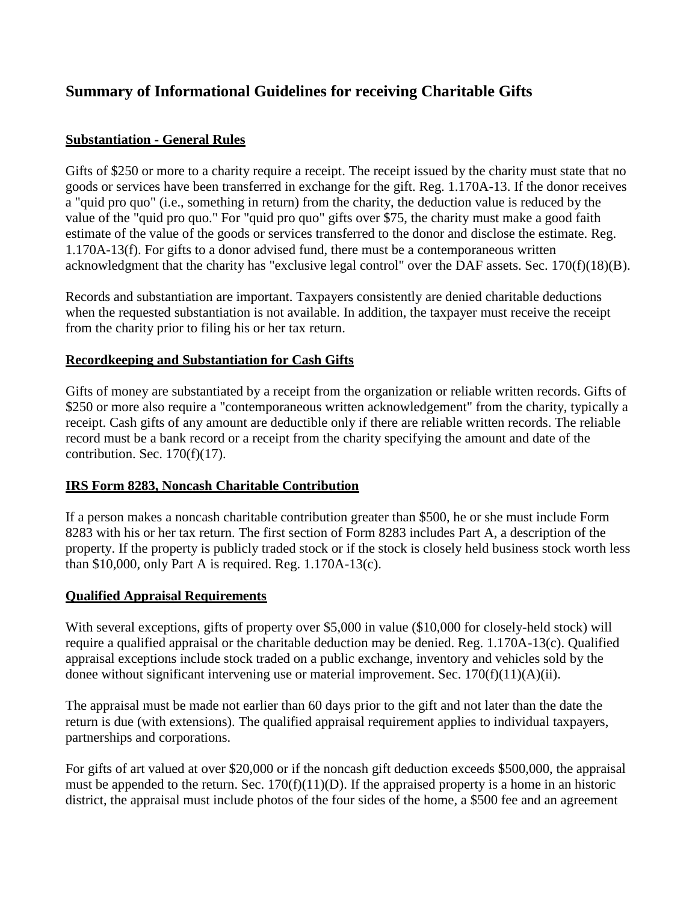# Summary of Informational Guidelines for receiving Charitable Gifts

## Substantiation - General Rules

Gifts of $250 or more to a charity require a receipt. The receipt issued by the charity must state that no goods or services have been transferred in exchange for the gift. Reg. 1.170A-13. If the donor receives a "quid pro quo" (i.e., something in return) from the charity, the deduction value is reduced by the value of the "quid pro quo." For "quid pro quo" gifts over $75, the charity must make a good faith estimate of the value of the goods or services transferred to the donor and disclose the estimate. Reg. 1.170A-13(f). For gifts to a donor advised fund, there must be a contemporaneous written acknowledgment that the charity has "exclusive legal control" over the DAF assets. Sec. 170(f)(18)(B).

Records and substantiation are important. Taxpayers consistently are denied charitable deductions when the requested substantiation is not available. In addition, the taxpayer must receive the receipt from the charity prior to filing his or her tax return.

## Recordkeeping and Substantiation for Cash Gifts

Gifts of money are substantiated by a receipt from the organization or reliable written records. Gifts of $250 or more also require a "contemporaneous written acknowledgement" from the charity, typically a receipt. Cash gifts of any amount are deductible only if there are reliable written records. The reliable record must be a bank record or a receipt from the charity specifying the amount and date of the contribution. Sec. 170(f)(17).

## IRS Form 8283, Noncash Charitable Contribution

If a person makes a noncash charitable contribution greater than $500, he or she must include Form 8283 with his or her tax return. The first section of Form 8283 includes Part A, a description of the property. If the property is publicly traded stock or if the stock is closely held business stock worth less than $10,000, only Part A is required. Reg. 1.170A-13(c).

## Qualified Appraisal Requirements

With several exceptions, gifts of property over $5,000 in value ($10,000 for closely-held stock) will require a qualified appraisal or the charitable deduction may be denied. Reg. 1.170A-13(c). Qualified appraisal exceptions include stock traded on a public exchange, inventory and vehicles sold by the donee without significant intervening use or material improvement. Sec. 170(f)(11)(A)(ii).

The appraisal must be made not earlier than 60 days prior to the gift and not later than the date the return is due (with extensions). The qualified appraisal requirement applies to individual taxpayers, partnerships and corporations.

For gifts of art valued at over $20,000 or if the noncash gift deduction exceeds $500,000, the appraisal must be appended to the return. Sec. 170(f)(11)(D). If the appraised property is a home in an historic district, the appraisal must include photos of the four sides of the home, a $500 fee and an agreement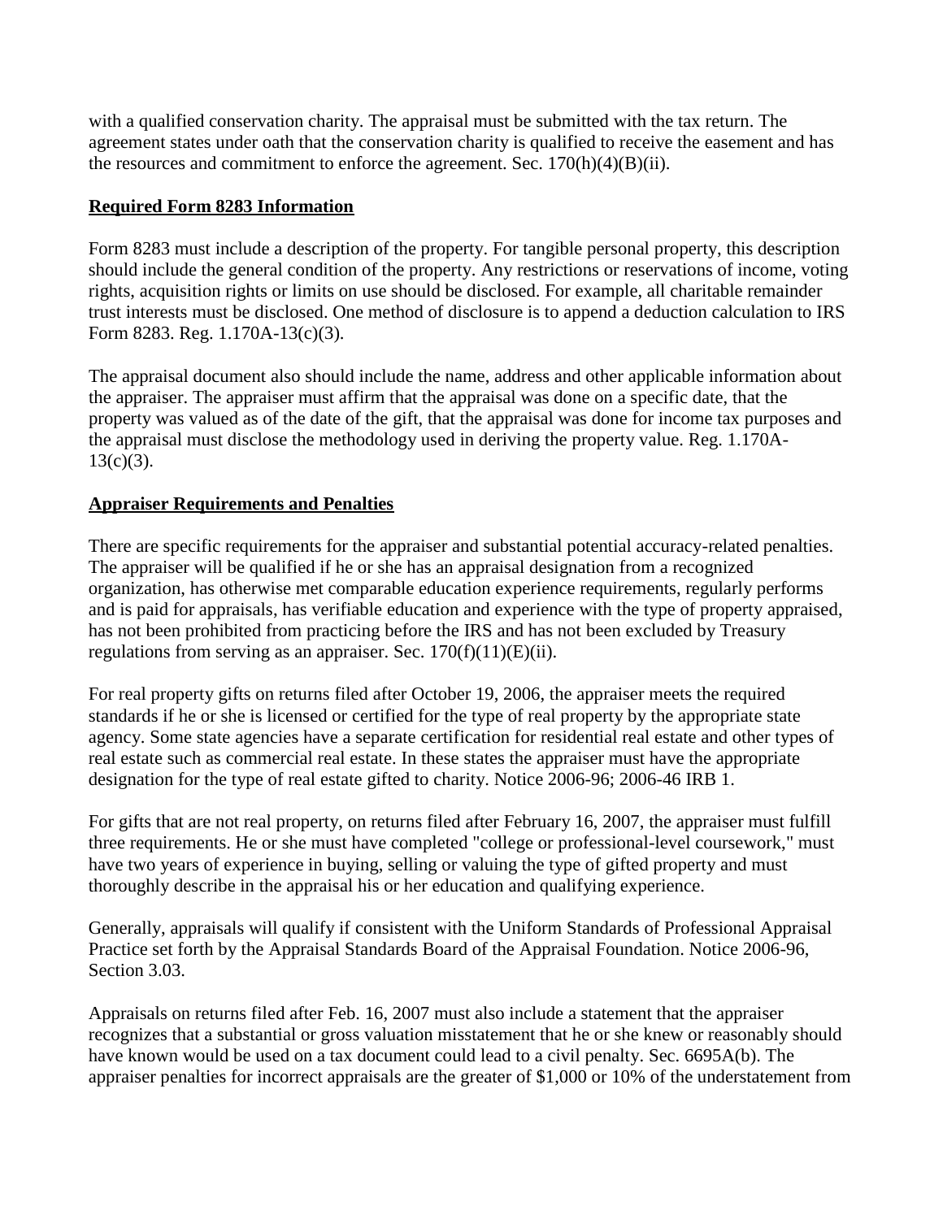with a qualified conservation charity. The appraisal must be submitted with the tax return. The agreement states under oath that the conservation charity is qualified to receive the easement and has the resources and commitment to enforce the agreement. Sec. 170(h)(4)(B)(ii).

## Required Form 8283 Information

Form 8283 must include a description of the property. For tangible personal property, this description should include the general condition of the property. Any restrictions or reservations of income, voting rights, acquisition rights or limits on use should be disclosed. For example, all charitable remainder trust interests must be disclosed. One method of disclosure is to append a deduction calculation to IRS Form 8283. Reg. 1.170A-13(c)(3).

The appraisal document also should include the name, address and other applicable information about the appraiser. The appraiser must affirm that the appraisal was done on a specific date, that the property was valued as of the date of the gift, that the appraisal was done for income tax purposes and the appraisal must disclose the methodology used in deriving the property value. Reg. 1.170A-13(c)(3).

## Appraiser Requirements and Penalties

There are specific requirements for the appraiser and substantial potential accuracy-related penalties. The appraiser will be qualified if he or she has an appraisal designation from a recognized organization, has otherwise met comparable education experience requirements, regularly performs and is paid for appraisals, has verifiable education and experience with the type of property appraised, has not been prohibited from practicing before the IRS and has not been excluded by Treasury regulations from serving as an appraiser. Sec. 170(f)(11)(E)(ii).

For real property gifts on returns filed after October 19, 2006, the appraiser meets the required standards if he or she is licensed or certified for the type of real property by the appropriate state agency. Some state agencies have a separate certification for residential real estate and other types of real estate such as commercial real estate. In these states the appraiser must have the appropriate designation for the type of real estate gifted to charity. Notice 2006-96; 2006-46 IRB 1.

For gifts that are not real property, on returns filed after February 16, 2007, the appraiser must fulfill three requirements. He or she must have completed "college or professional-level coursework," must have two years of experience in buying, selling or valuing the type of gifted property and must thoroughly describe in the appraisal his or her education and qualifying experience.

Generally, appraisals will qualify if consistent with the Uniform Standards of Professional Appraisal Practice set forth by the Appraisal Standards Board of the Appraisal Foundation. Notice 2006-96, Section 3.03.

Appraisals on returns filed after Feb. 16, 2007 must also include a statement that the appraiser recognizes that a substantial or gross valuation misstatement that he or she knew or reasonably should have known would be used on a tax document could lead to a civil penalty. Sec. 6695A(b). The appraiser penalties for incorrect appraisals are the greater of $1,000 or 10% of the understatement from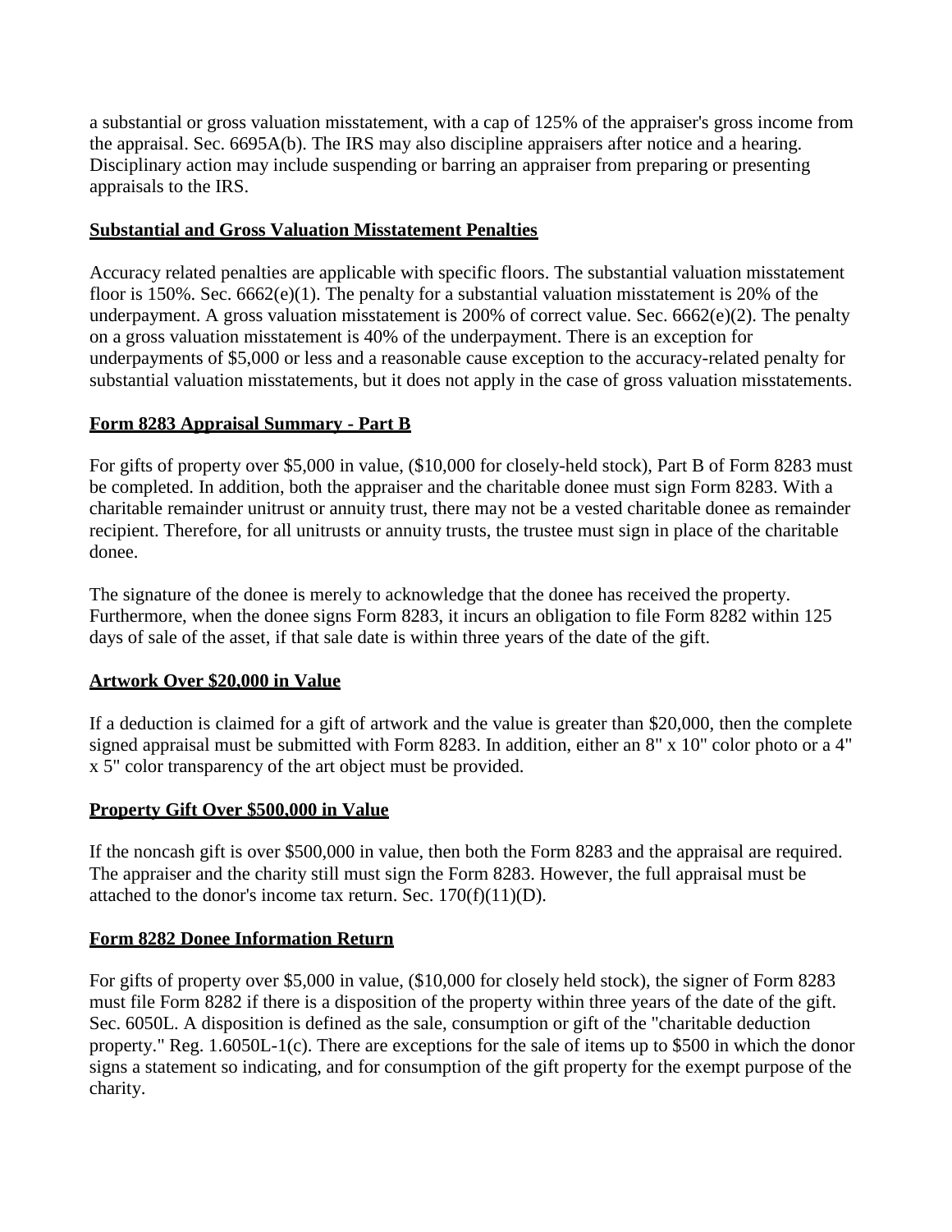a substantial or gross valuation misstatement, with a cap of 125% of the appraiser's gross income from the appraisal. Sec. 6695A(b). The IRS may also discipline appraisers after notice and a hearing. Disciplinary action may include suspending or barring an appraiser from preparing or presenting appraisals to the IRS.

**Substantial and Gross Valuation Misstatement Penalties**

Accuracy related penalties are applicable with specific floors. The substantial valuation misstatement floor is 150%. Sec. 6662(e)(1). The penalty for a substantial valuation misstatement is 20% of the underpayment. A gross valuation misstatement is 200% of correct value. Sec. 6662(e)(2). The penalty on a gross valuation misstatement is 40% of the underpayment. There is an exception for underpayments of $5,000 or less and a reasonable cause exception to the accuracy-related penalty for substantial valuation misstatements, but it does not apply in the case of gross valuation misstatements.

**Form 8283 Appraisal Summary - Part B**

For gifts of property over $5,000 in value, ($10,000 for closely-held stock), Part B of Form 8283 must be completed. In addition, both the appraiser and the charitable donee must sign Form 8283. With a charitable remainder unitrust or annuity trust, there may not be a vested charitable donee as remainder recipient. Therefore, for all unitrusts or annuity trusts, the trustee must sign in place of the charitable donee.

The signature of the donee is merely to acknowledge that the donee has received the property. Furthermore, when the donee signs Form 8283, it incurs an obligation to file Form 8282 within 125 days of sale of the asset, if that sale date is within three years of the date of the gift.

**Artwork Over $20,000 in Value**

If a deduction is claimed for a gift of artwork and the value is greater than $20,000, then the complete signed appraisal must be submitted with Form 8283. In addition, either an 8" x 10" color photo or a 4" x 5" color transparency of the art object must be provided.

**Property Gift Over $500,000 in Value**

If the noncash gift is over $500,000 in value, then both the Form 8283 and the appraisal are required. The appraiser and the charity still must sign the Form 8283. However, the full appraisal must be attached to the donor's income tax return. Sec. 170(f)(11)(D).

**Form 8282 Donee Information Return**

For gifts of property over $5,000 in value, ($10,000 for closely held stock), the signer of Form 8283 must file Form 8282 if there is a disposition of the property within three years of the date of the gift. Sec. 6050L. A disposition is defined as the sale, consumption or gift of the "charitable deduction property." Reg. 1.6050L-1(c). There are exceptions for the sale of items up to $500 in which the donor signs a statement so indicating, and for consumption of the gift property for the exempt purpose of the charity.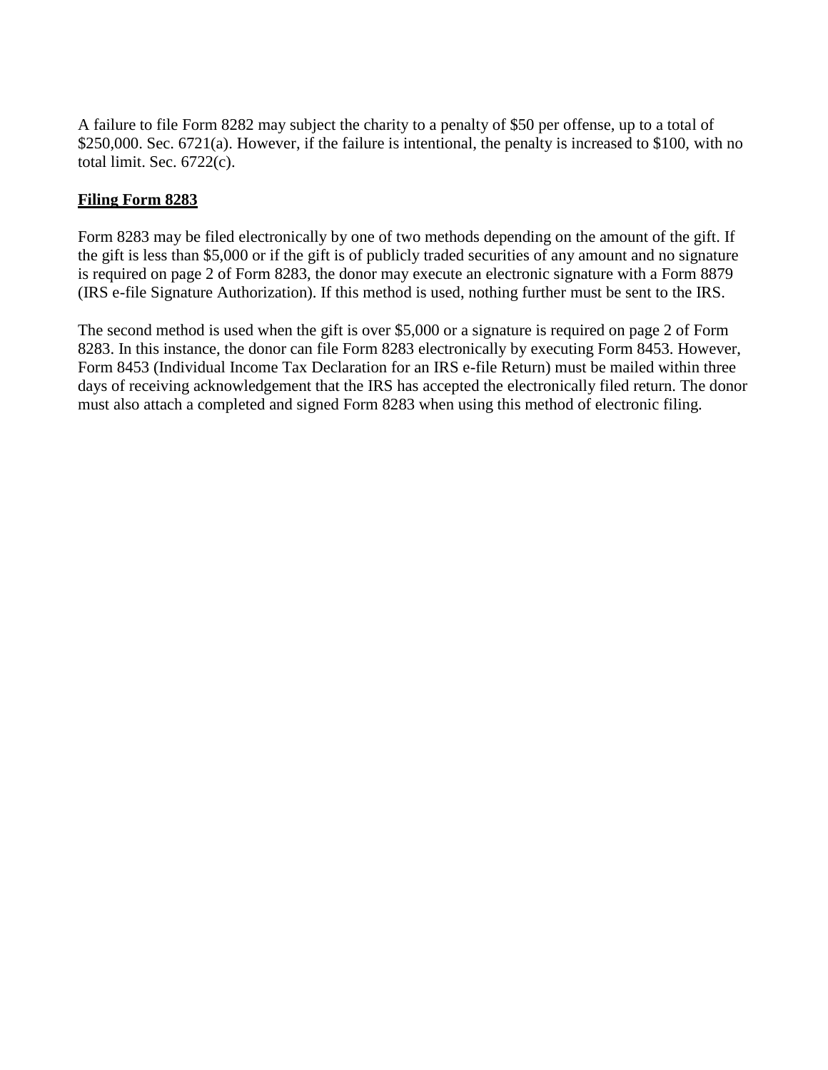A failure to file Form 8282 may subject the charity to a penalty of $50 per offense, up to a total of $250,000. Sec. 6721(a). However, if the failure is intentional, the penalty is increased to $100, with no total limit. Sec. 6722(c).

## Filing Form 8283

Form 8283 may be filed electronically by one of two methods depending on the amount of the gift. If the gift is less than $5,000 or if the gift is of publicly traded securities of any amount and no signature is required on page 2 of Form 8283, the donor may execute an electronic signature with a Form 8879 (IRS e-file Signature Authorization). If this method is used, nothing further must be sent to the IRS.

The second method is used when the gift is over $5,000 or a signature is required on page 2 of Form 8283. In this instance, the donor can file Form 8283 electronically by executing Form 8453. However, Form 8453 (Individual Income Tax Declaration for an IRS e-file Return) must be mailed within three days of receiving acknowledgement that the IRS has accepted the electronically filed return. The donor must also attach a completed and signed Form 8283 when using this method of electronic filing.